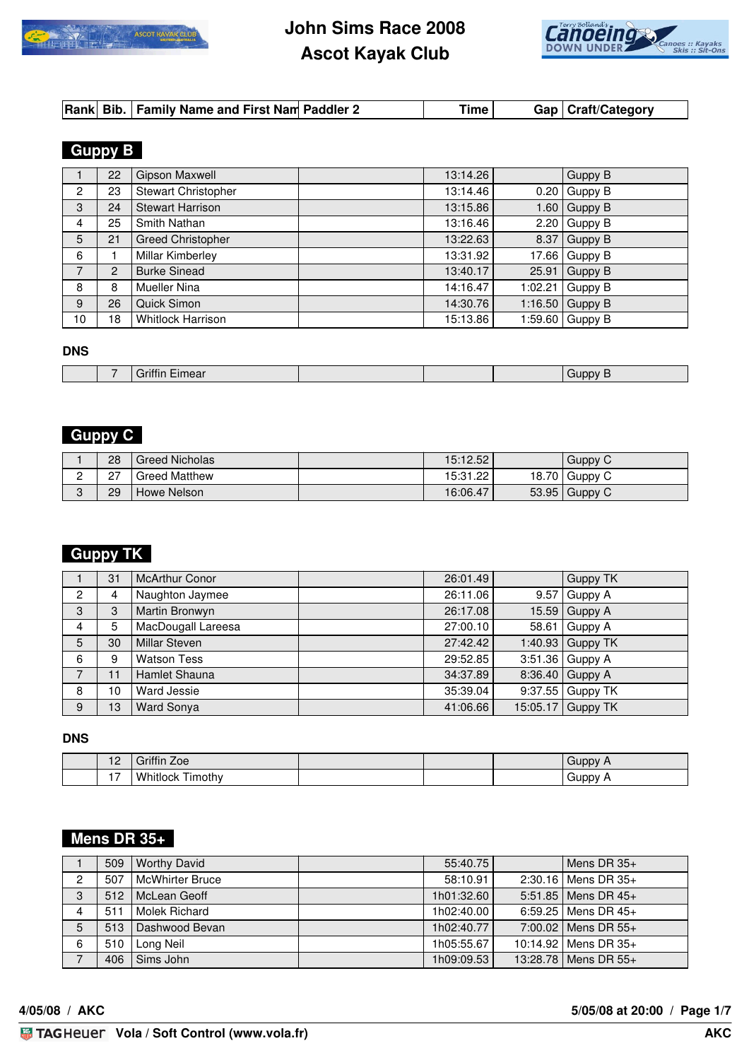# John Sims Race 2008
# Ascot Kayak Club

| Rank | Bib. | Family Name and First Nam | Paddler 2 | Time | Gap | Craft/Category |
|---|---|---|---|---|---|---|

## Guppy B

| Rank | Bib. | Family Name and First Name | Paddler 2 | Time | Gap | Craft/Category |
|---|---|---|---|---|---|---|
| 1 | 22 | Gipson Maxwell | | 13:14.26 | | Guppy B |
| 2 | 23 | Stewart Christopher | | 13:14.46 | 0.20 | Guppy B |
| 3 | 24 | Stewart Harrison | | 13:15.86 | 1.60 | Guppy B |
| 4 | 25 | Smith Nathan | | 13:16.46 | 2.20 | Guppy B |
| 5 | 21 | Greed Christopher | | 13:22.63 | 8.37 | Guppy B |
| 6 | 1 | Millar Kimberley | | 13:31.92 | 17.66 | Guppy B |
| 7 | 2 | Burke Sinead | | 13:40.17 | 25.91 | Guppy B |
| 8 | 8 | Mueller Nina | | 14:16.47 | 1:02.21 | Guppy B |
| 9 | 26 | Quick Simon | | 14:30.76 | 1:16.50 | Guppy B |
| 10 | 18 | Whitlock Harrison | | 15:13.86 | 1:59.60 | Guppy B |

**DNS**

| Rank | Bib. | Family Name and First Name | Paddler 2 | Time | Gap | Craft/Category |
|---|---|---|---|---|---|---|
| | 7 | Griffin Eimear | | | | Guppy B |

## Guppy C

| Rank | Bib. | Family Name and First Name | Paddler 2 | Time | Gap | Craft/Category |
|---|---|---|---|---|---|---|
| 1 | 28 | Greed Nicholas | | 15:12.52 | | Guppy C |
| 2 | 27 | Greed Matthew | | 15:31.22 | 18.70 | Guppy C |
| 3 | 29 | Howe Nelson | | 16:06.47 | 53.95 | Guppy C |

## Guppy TK

| Rank | Bib. | Family Name and First Name | Paddler 2 | Time | Gap | Craft/Category |
|---|---|---|---|---|---|---|
| 1 | 31 | McArthur Conor | | 26:01.49 | | Guppy TK |
| 2 | 4 | Naughton Jaymee | | 26:11.06 | 9.57 | Guppy A |
| 3 | 3 | Martin Bronwyn | | 26:17.08 | 15.59 | Guppy A |
| 4 | 5 | MacDougall Lareesa | | 27:00.10 | 58.61 | Guppy A |
| 5 | 30 | Millar Steven | | 27:42.42 | 1:40.93 | Guppy TK |
| 6 | 9 | Watson Tess | | 29:52.85 | 3:51.36 | Guppy A |
| 7 | 11 | Hamlet Shauna | | 34:37.89 | 8:36.40 | Guppy A |
| 8 | 10 | Ward Jessie | | 35:39.04 | 9:37.55 | Guppy TK |
| 9 | 13 | Ward Sonya | | 41:06.66 | 15:05.17 | Guppy TK |

**DNS**

| Rank | Bib. | Family Name and First Name | Paddler 2 | Time | Gap | Craft/Category |
|---|---|---|---|---|---|---|
| | 12 | Griffin Zoe | | | | Guppy A |
| | 17 | Whitlock Timothy | | | | Guppy A |

## Mens DR 35+

| Rank | Bib. | Family Name and First Name | Paddler 2 | Time | Gap | Craft/Category |
|---|---|---|---|---|---|---|
| 1 | 509 | Worthy David | | 55:40.75 | | Mens DR 35+ |
| 2 | 507 | McWhirter Bruce | | 58:10.91 | 2:30.16 | Mens DR 35+ |
| 3 | 512 | McLean Geoff | | 1h01:32.60 | 5:51.85 | Mens DR 45+ |
| 4 | 511 | Molek Richard | | 1h02:40.00 | 6:59.25 | Mens DR 45+ |
| 5 | 513 | Dashwood Bevan | | 1h02:40.77 | 7:00.02 | Mens DR 55+ |
| 6 | 510 | Long Neil | | 1h05:55.67 | 10:14.92 | Mens DR 35+ |
| 7 | 406 | Sims John | | 1h09:09.53 | 13:28.78 | Mens DR 55+ |

4/05/08 / AKC

5/05/08 at 20:00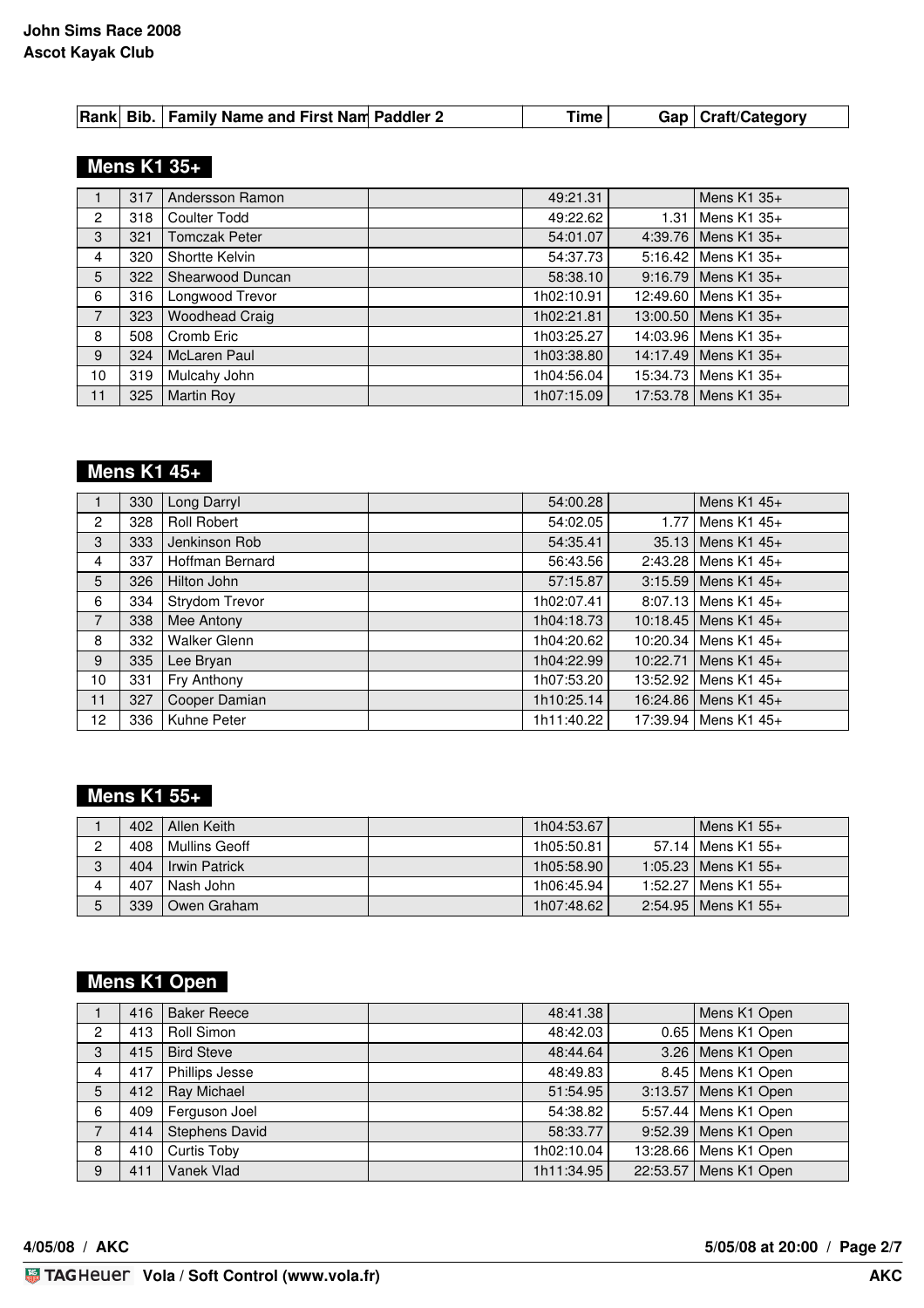**John Sims Race 2008**
**Ascot Kayak Club**

| Rank | Bib. | Family Name and First Nam | Paddler 2 | Time | Gap | Craft/Category |
|---|---|---|---|---|---|---|

## Mens K1 35+

| Rank | Bib. | Family Name and First Nam | Paddler 2 | Time | Gap | Craft/Category |
|---|---|---|---|---|---|---|
| 1 | 317 | Andersson Ramon | | 49:21.31 | | Mens K1 35+ |
| 2 | 318 | Coulter Todd | | 49:22.62 | 1.31 | Mens K1 35+ |
| 3 | 321 | Tomczak Peter | | 54:01.07 | 4:39.76 | Mens K1 35+ |
| 4 | 320 | Shortte Kelvin | | 54:37.73 | 5:16.42 | Mens K1 35+ |
| 5 | 322 | Shearwood Duncan | | 58:38.10 | 9:16.79 | Mens K1 35+ |
| 6 | 316 | Longwood Trevor | | 1h02:10.91 | 12:49.60 | Mens K1 35+ |
| 7 | 323 | Woodhead Craig | | 1h02:21.81 | 13:00.50 | Mens K1 35+ |
| 8 | 508 | Cromb Eric | | 1h03:25.27 | 14:03.96 | Mens K1 35+ |
| 9 | 324 | McLaren Paul | | 1h03:38.80 | 14:17.49 | Mens K1 35+ |
| 10 | 319 | Mulcahy John | | 1h04:56.04 | 15:34.73 | Mens K1 35+ |
| 11 | 325 | Martin Roy | | 1h07:15.09 | 17:53.78 | Mens K1 35+ |

## Mens K1 45+

| Rank | Bib. | Family Name and First Nam | Paddler 2 | Time | Gap | Craft/Category |
|---|---|---|---|---|---|---|
| 1 | 330 | Long Darryl | | 54:00.28 | | Mens K1 45+ |
| 2 | 328 | Roll Robert | | 54:02.05 | 1.77 | Mens K1 45+ |
| 3 | 333 | Jenkinson Rob | | 54:35.41 | 35.13 | Mens K1 45+ |
| 4 | 337 | Hoffman Bernard | | 56:43.56 | 2:43.28 | Mens K1 45+ |
| 5 | 326 | Hilton John | | 57:15.87 | 3:15.59 | Mens K1 45+ |
| 6 | 334 | Strydom Trevor | | 1h02:07.41 | 8:07.13 | Mens K1 45+ |
| 7 | 338 | Mee Antony | | 1h04:18.73 | 10:18.45 | Mens K1 45+ |
| 8 | 332 | Walker Glenn | | 1h04:20.62 | 10:20.34 | Mens K1 45+ |
| 9 | 335 | Lee Bryan | | 1h04:22.99 | 10:22.71 | Mens K1 45+ |
| 10 | 331 | Fry Anthony | | 1h07:53.20 | 13:52.92 | Mens K1 45+ |
| 11 | 327 | Cooper Damian | | 1h10:25.14 | 16:24.86 | Mens K1 45+ |
| 12 | 336 | Kuhne Peter | | 1h11:40.22 | 17:39.94 | Mens K1 45+ |

## Mens K1 55+

| Rank | Bib. | Family Name and First Nam | Paddler 2 | Time | Gap | Craft/Category |
|---|---|---|---|---|---|---|
| 1 | 402 | Allen Keith | | 1h04:53.67 | | Mens K1 55+ |
| 2 | 408 | Mullins Geoff | | 1h05:50.81 | 57.14 | Mens K1 55+ |
| 3 | 404 | Irwin Patrick | | 1h05:58.90 | 1:05.23 | Mens K1 55+ |
| 4 | 407 | Nash John | | 1h06:45.94 | 1:52.27 | Mens K1 55+ |
| 5 | 339 | Owen Graham | | 1h07:48.62 | 2:54.95 | Mens K1 55+ |

## Mens K1 Open

| Rank | Bib. | Family Name and First Nam | Paddler 2 | Time | Gap | Craft/Category |
|---|---|---|---|---|---|---|
| 1 | 416 | Baker Reece | | 48:41.38 | | Mens K1 Open |
| 2 | 413 | Roll Simon | | 48:42.03 | 0.65 | Mens K1 Open |
| 3 | 415 | Bird Steve | | 48:44.64 | 3.26 | Mens K1 Open |
| 4 | 417 | Phillips Jesse | | 48:49.83 | 8.45 | Mens K1 Open |
| 5 | 412 | Ray Michael | | 51:54.95 | 3:13.57 | Mens K1 Open |
| 6 | 409 | Ferguson Joel | | 54:38.82 | 5:57.44 | Mens K1 Open |
| 7 | 414 | Stephens David | | 58:33.77 | 9:52.39 | Mens K1 Open |
| 8 | 410 | Curtis Toby | | 1h02:10.04 | 13:28.66 | Mens K1 Open |
| 9 | 411 | Vanek Vlad | | 1h11:34.95 | 22:53.57 | Mens K1 Open |

4/05/08 / AKC    5/05/08 at 20:00

TAGHeuer Vola / Soft Control (www.vola.fr)    AKC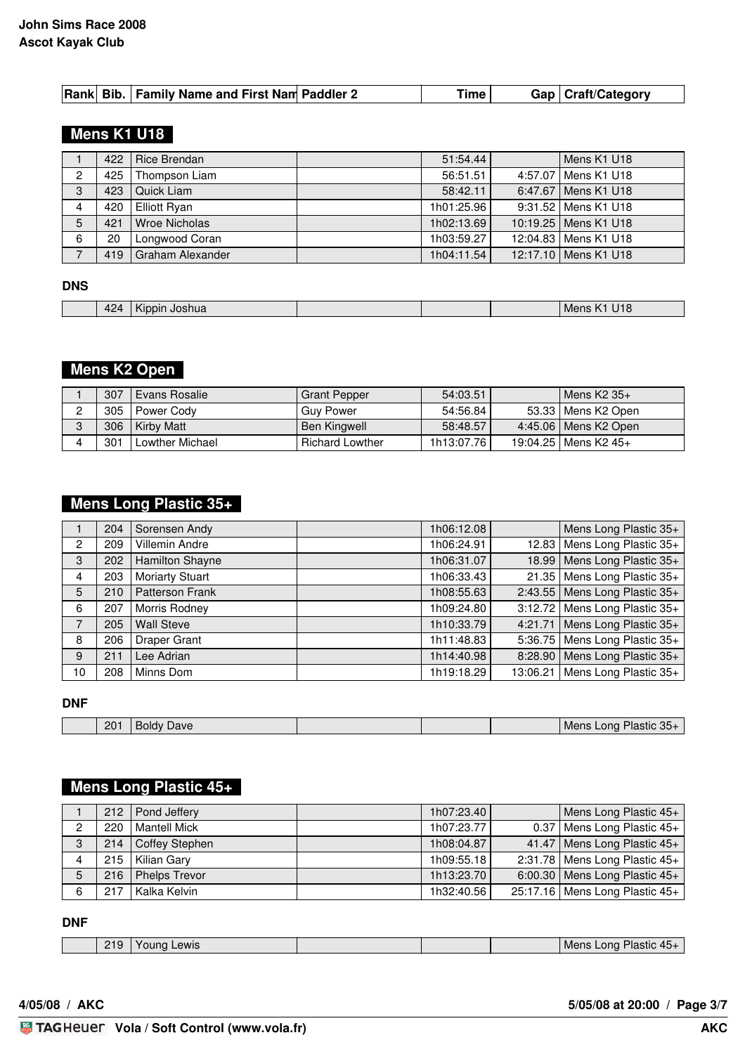**John Sims Race 2008**
**Ascot Kayak Club**

| Rank | Bib. | Family Name and First Nam | Paddler 2 | Time | Gap | Craft/Category |
|---|---|---|---|---|---|---|

## Mens K1 U18

| Rank | Bib. | Family Name and First Nam | Paddler 2 | Time | Gap | Craft/Category |
|---|---|---|---|---|---|---|
| 1 | 422 | Rice Brendan | | 51:54.44 | | Mens K1 U18 |
| 2 | 425 | Thompson Liam | | 56:51.51 | 4:57.07 | Mens K1 U18 |
| 3 | 423 | Quick Liam | | 58:42.11 | 6:47.67 | Mens K1 U18 |
| 4 | 420 | Elliott Ryan | | 1h01:25.96 | 9:31.52 | Mens K1 U18 |
| 5 | 421 | Wroe Nicholas | | 1h02:13.69 | 10:19.25 | Mens K1 U18 |
| 6 | 20 | Longwood Coran | | 1h03:59.27 | 12:04.83 | Mens K1 U18 |
| 7 | 419 | Graham Alexander | | 1h04:11.54 | 12:17.10 | Mens K1 U18 |

**DNS**

| Rank | Bib. | Family Name and First Nam | Paddler 2 | Time | Gap | Craft/Category |
|---|---|---|---|---|---|---|
| | 424 | Kippin Joshua | | | | Mens K1 U18 |

## Mens K2 Open

| Rank | Bib. | Family Name and First Nam | Paddler 2 | Time | Gap | Craft/Category |
|---|---|---|---|---|---|---|
| 1 | 307 | Evans Rosalie | Grant Pepper | 54:03.51 | | Mens K2 35+ |
| 2 | 305 | Power Cody | Guy Power | 54:56.84 | 53.33 | Mens K2 Open |
| 3 | 306 | Kirby Matt | Ben Kingwell | 58:48.57 | 4:45.06 | Mens K2 Open |
| 4 | 301 | Lowther Michael | Richard Lowther | 1h13:07.76 | 19:04.25 | Mens K2 45+ |

## Mens Long Plastic 35+

| Rank | Bib. | Family Name and First Nam | Paddler 2 | Time | Gap | Craft/Category |
|---|---|---|---|---|---|---|
| 1 | 204 | Sorensen Andy | | 1h06:12.08 | | Mens Long Plastic 35+ |
| 2 | 209 | Villemin Andre | | 1h06:24.91 | 12.83 | Mens Long Plastic 35+ |
| 3 | 202 | Hamilton Shayne | | 1h06:31.07 | 18.99 | Mens Long Plastic 35+ |
| 4 | 203 | Moriarty Stuart | | 1h06:33.43 | 21.35 | Mens Long Plastic 35+ |
| 5 | 210 | Patterson Frank | | 1h08:55.63 | 2:43.55 | Mens Long Plastic 35+ |
| 6 | 207 | Morris Rodney | | 1h09:24.80 | 3:12.72 | Mens Long Plastic 35+ |
| 7 | 205 | Wall Steve | | 1h10:33.79 | 4:21.71 | Mens Long Plastic 35+ |
| 8 | 206 | Draper Grant | | 1h11:48.83 | 5:36.75 | Mens Long Plastic 35+ |
| 9 | 211 | Lee Adrian | | 1h14:40.98 | 8:28.90 | Mens Long Plastic 35+ |
| 10 | 208 | Minns Dom | | 1h19:18.29 | 13:06.21 | Mens Long Plastic 35+ |

**DNF**

| Rank | Bib. | Family Name and First Nam | Paddler 2 | Time | Gap | Craft/Category |
|---|---|---|---|---|---|---|
| | 201 | Boldy Dave | | | | Mens Long Plastic 35+ |

## Mens Long Plastic 45+

| Rank | Bib. | Family Name and First Nam | Paddler 2 | Time | Gap | Craft/Category |
|---|---|---|---|---|---|---|
| 1 | 212 | Pond Jeffery | | 1h07:23.40 | | Mens Long Plastic 45+ |
| 2 | 220 | Mantell Mick | | 1h07:23.77 | 0.37 | Mens Long Plastic 45+ |
| 3 | 214 | Coffey Stephen | | 1h08:04.87 | 41.47 | Mens Long Plastic 45+ |
| 4 | 215 | Kilian Gary | | 1h09:55.18 | 2:31.78 | Mens Long Plastic 45+ |
| 5 | 216 | Phelps Trevor | | 1h13:23.70 | 6:00.30 | Mens Long Plastic 45+ |
| 6 | 217 | Kalka Kelvin | | 1h32:40.56 | 25:17.16 | Mens Long Plastic 45+ |

**DNF**

| Rank | Bib. | Family Name and First Nam | Paddler 2 | Time | Gap | Craft/Category |
|---|---|---|---|---|---|---|
| | 219 | Young Lewis | | | | Mens Long Plastic 45+ |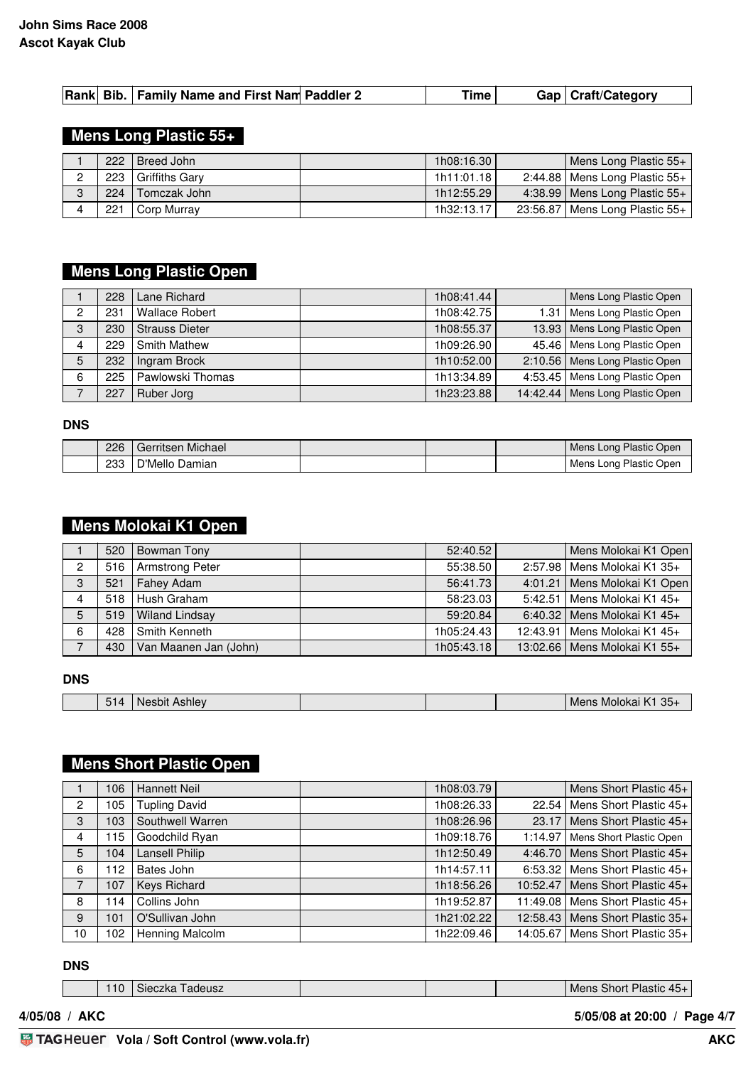**John Sims Race 2008**
**Ascot Kayak Club**

| Rank | Bib. | Family Name and First Nam | Paddler 2 | Time | Gap | Craft/Category |
|---|---|---|---|---|---|---|

## Mens Long Plastic 55+

| Rank | Bib. | Family Name and First Name | Paddler 2 | Time | Gap | Craft/Category |
|---|---|---|---|---|---|---|
| 1 | 222 | Breed John | | 1h08:16.30 | | Mens Long Plastic 55+ |
| 2 | 223 | Griffiths Gary | | 1h11:01.18 | 2:44.88 | Mens Long Plastic 55+ |
| 3 | 224 | Tomczak John | | 1h12:55.29 | 4:38.99 | Mens Long Plastic 55+ |
| 4 | 221 | Corp Murray | | 1h32:13.17 | 23:56.87 | Mens Long Plastic 55+ |

## Mens Long Plastic Open

| Rank | Bib. | Family Name and First Name | Paddler 2 | Time | Gap | Craft/Category |
|---|---|---|---|---|---|---|
| 1 | 228 | Lane Richard | | 1h08:41.44 | | Mens Long Plastic Open |
| 2 | 231 | Wallace Robert | | 1h08:42.75 | 1.31 | Mens Long Plastic Open |
| 3 | 230 | Strauss Dieter | | 1h08:55.37 | 13.93 | Mens Long Plastic Open |
| 4 | 229 | Smith Mathew | | 1h09:26.90 | 45.46 | Mens Long Plastic Open |
| 5 | 232 | Ingram Brock | | 1h10:52.00 | 2:10.56 | Mens Long Plastic Open |
| 6 | 225 | Pawlowski Thomas | | 1h13:34.89 | 4:53.45 | Mens Long Plastic Open |
| 7 | 227 | Ruber Jorg | | 1h23:23.88 | 14:42.44 | Mens Long Plastic Open |

**DNS**

| Rank | Bib. | Family Name and First Name | Paddler 2 | Time | Gap | Craft/Category |
|---|---|---|---|---|---|---|
| | 226 | Gerritsen Michael | | | | Mens Long Plastic Open |
| | 233 | D'Mello Damian | | | | Mens Long Plastic Open |

## Mens Molokai K1 Open

| Rank | Bib. | Family Name and First Name | Paddler 2 | Time | Gap | Craft/Category |
|---|---|---|---|---|---|---|
| 1 | 520 | Bowman Tony | | 52:40.52 | | Mens Molokai K1 Open |
| 2 | 516 | Armstrong Peter | | 55:38.50 | 2:57.98 | Mens Molokai K1 35+ |
| 3 | 521 | Fahey Adam | | 56:41.73 | 4:01.21 | Mens Molokai K1 Open |
| 4 | 518 | Hush Graham | | 58:23.03 | 5:42.51 | Mens Molokai K1 45+ |
| 5 | 519 | Wiland Lindsay | | 59:20.84 | 6:40.32 | Mens Molokai K1 45+ |
| 6 | 428 | Smith Kenneth | | 1h05:24.43 | 12:43.91 | Mens Molokai K1 45+ |
| 7 | 430 | Van Maanen Jan (John) | | 1h05:43.18 | 13:02.66 | Mens Molokai K1 55+ |

**DNS**

| Rank | Bib. | Family Name and First Name | Paddler 2 | Time | Gap | Craft/Category |
|---|---|---|---|---|---|---|
| | 514 | Nesbit Ashley | | | | Mens Molokai K1 35+ |

## Mens Short Plastic Open

| Rank | Bib. | Family Name and First Name | Paddler 2 | Time | Gap | Craft/Category |
|---|---|---|---|---|---|---|
| 1 | 106 | Hannett Neil | | 1h08:03.79 | | Mens Short Plastic 45+ |
| 2 | 105 | Tupling David | | 1h08:26.33 | 22.54 | Mens Short Plastic 45+ |
| 3 | 103 | Southwell Warren | | 1h08:26.96 | 23.17 | Mens Short Plastic 45+ |
| 4 | 115 | Goodchild Ryan | | 1h09:18.76 | 1:14.97 | Mens Short Plastic Open |
| 5 | 104 | Lansell Philip | | 1h12:50.49 | 4:46.70 | Mens Short Plastic 45+ |
| 6 | 112 | Bates John | | 1h14:57.11 | 6:53.32 | Mens Short Plastic 45+ |
| 7 | 107 | Keys Richard | | 1h18:56.26 | 10:52.47 | Mens Short Plastic 45+ |
| 8 | 114 | Collins John | | 1h19:52.87 | 11:49.08 | Mens Short Plastic 45+ |
| 9 | 101 | O'Sullivan John | | 1h21:02.22 | 12:58.43 | Mens Short Plastic 35+ |
| 10 | 102 | Henning Malcolm | | 1h22:09.46 | 14:05.67 | Mens Short Plastic 35+ |

**DNS**

| Rank | Bib. | Family Name and First Name | Paddler 2 | Time | Gap | Craft/Category |
|---|---|---|---|---|---|---|
| | 110 | Sieczka Tadeusz | | | | Mens Short Plastic 45+ |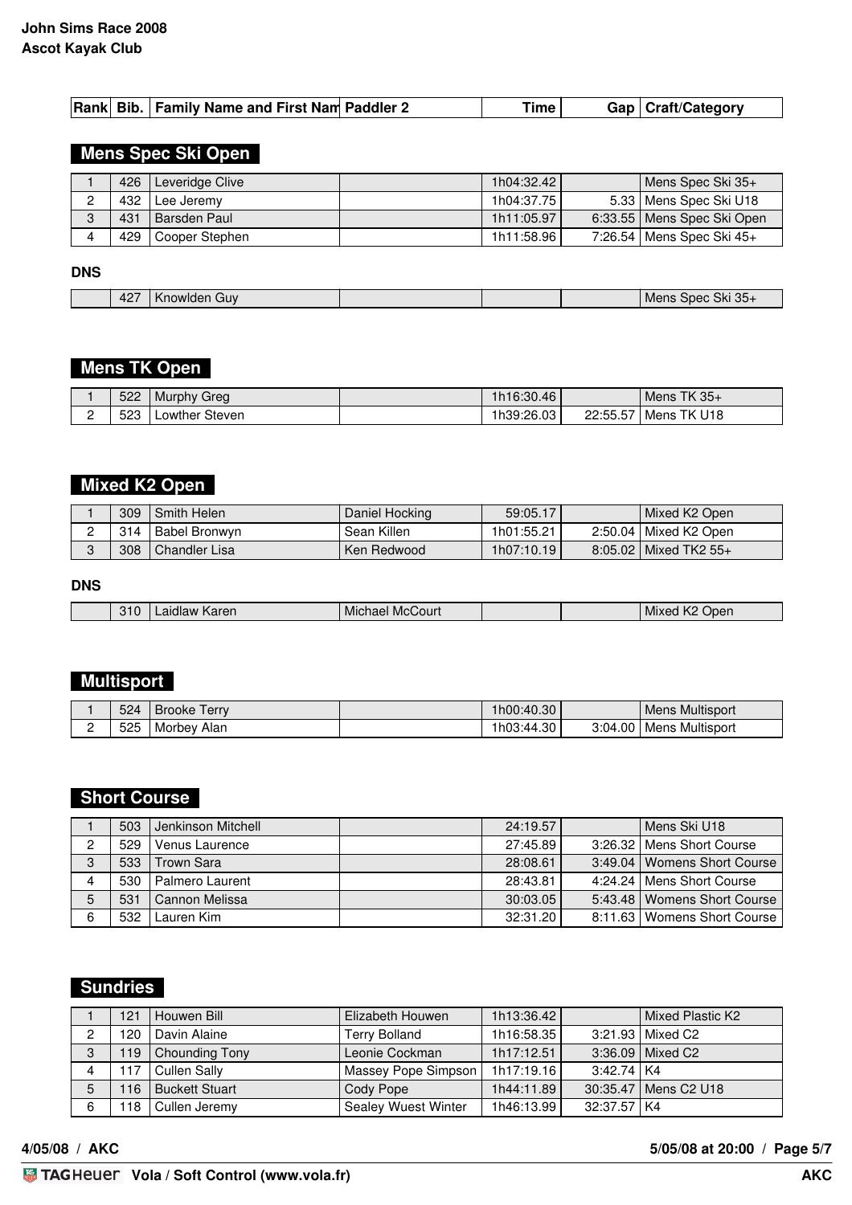**John Sims Race 2008**
**Ascot Kayak Club**

| Rank | Bib. | Family Name and First Nam | Paddler 2 | Time | Gap | Craft/Category |
|---|---|---|---|---|---|---|

## Mens Spec Ski Open

| Rank | Bib. | Family Name and First Nam | Paddler 2 | Time | Gap | Craft/Category |
|---|---|---|---|---|---|---|
| 1 | 426 | Leveridge Clive | | 1h04:32.42 | | Mens Spec Ski 35+ |
| 2 | 432 | Lee Jeremy | | 1h04:37.75 | 5.33 | Mens Spec Ski U18 |
| 3 | 431 | Barsden Paul | | 1h11:05.97 | 6:33.55 | Mens Spec Ski Open |
| 4 | 429 | Cooper Stephen | | 1h11:58.96 | 7:26.54 | Mens Spec Ski 45+ |

**DNS**

| Rank | Bib. | Family Name and First Nam | Paddler 2 | Time | Gap | Craft/Category |
|---|---|---|---|---|---|---|
| | 427 | Knowlden Guy | | | | Mens Spec Ski 35+ |

## Mens TK Open

| Rank | Bib. | Family Name and First Nam | Paddler 2 | Time | Gap | Craft/Category |
|---|---|---|---|---|---|---|
| 1 | 522 | Murphy Greg | | 1h16:30.46 | | Mens TK 35+ |
| 2 | 523 | Lowther Steven | | 1h39:26.03 | 22:55.57 | Mens TK U18 |

## Mixed K2 Open

| Rank | Bib. | Family Name and First Nam | Paddler 2 | Time | Gap | Craft/Category |
|---|---|---|---|---|---|---|
| 1 | 309 | Smith Helen | Daniel Hocking | 59:05.17 | | Mixed K2 Open |
| 2 | 314 | Babel Bronwyn | Sean Killen | 1h01:55.21 | 2:50.04 | Mixed K2 Open |
| 3 | 308 | Chandler Lisa | Ken Redwood | 1h07:10.19 | 8:05.02 | Mixed TK2 55+ |

**DNS**

| Rank | Bib. | Family Name and First Nam | Paddler 2 | Time | Gap | Craft/Category |
|---|---|---|---|---|---|---|
| | 310 | Laidlaw Karen | Michael McCourt | | | Mixed K2 Open |

## Multisport

| Rank | Bib. | Family Name and First Nam | Paddler 2 | Time | Gap | Craft/Category |
|---|---|---|---|---|---|---|
| 1 | 524 | Brooke Terry | | 1h00:40.30 | | Mens Multisport |
| 2 | 525 | Morbey Alan | | 1h03:44.30 | 3:04.00 | Mens Multisport |

## Short Course

| Rank | Bib. | Family Name and First Nam | Paddler 2 | Time | Gap | Craft/Category |
|---|---|---|---|---|---|---|
| 1 | 503 | Jenkinson Mitchell | | 24:19.57 | | Mens Ski U18 |
| 2 | 529 | Venus Laurence | | 27:45.89 | 3:26.32 | Mens Short Course |
| 3 | 533 | Trown Sara | | 28:08.61 | 3:49.04 | Womens Short Course |
| 4 | 530 | Palmero Laurent | | 28:43.81 | 4:24.24 | Mens Short Course |
| 5 | 531 | Cannon Melissa | | 30:03.05 | 5:43.48 | Womens Short Course |
| 6 | 532 | Lauren Kim | | 32:31.20 | 8:11.63 | Womens Short Course |

## Sundries

| Rank | Bib. | Family Name and First Nam | Paddler 2 | Time | Gap | Craft/Category |
|---|---|---|---|---|---|---|
| 1 | 121 | Houwen Bill | Elizabeth Houwen | 1h13:36.42 | | Mixed Plastic K2 |
| 2 | 120 | Davin Alaine | Terry Bolland | 1h16:58.35 | 3:21.93 | Mixed C2 |
| 3 | 119 | Chounding Tony | Leonie Cockman | 1h17:12.51 | 3:36.09 | Mixed C2 |
| 4 | 117 | Cullen Sally | Massey Pope Simpson | 1h17:19.16 | 3:42.74 | K4 |
| 5 | 116 | Buckett Stuart | Cody Pope | 1h44:11.89 | 30:35.47 | Mens C2 U18 |
| 6 | 118 | Cullen Jeremy | Sealey Wuest Winter | 1h46:13.99 | 32:37.57 | K4 |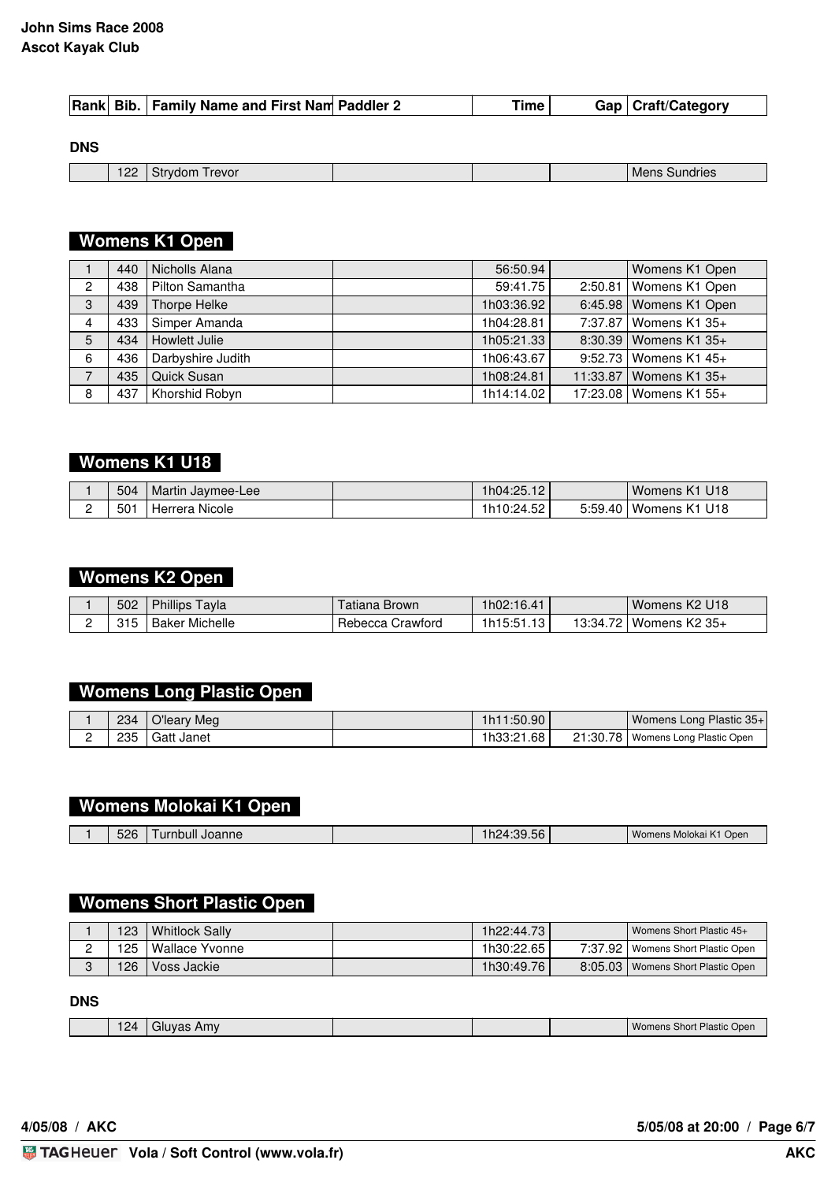**John Sims Race 2008**
**Ascot Kayak Club**

| Rank | Bib. | Family Name and First Nam | Paddler 2 | Time | Gap | Craft/Category |
|---|---|---|---|---|---|---|

**DNS**

| Rank | Bib. | Family Name and First Nam | Paddler 2 | Time | Gap | Craft/Category |
|---|---|---|---|---|---|---|
| | 122 | Strydom Trevor | | | | Mens Sundries |

## Womens K1 Open

| Rank | Bib. | Family Name and First Nam | Paddler 2 | Time | Gap | Craft/Category |
|---|---|---|---|---|---|---|
| 1 | 440 | Nicholls Alana | | 56:50.94 | | Womens K1 Open |
| 2 | 438 | Pilton Samantha | | 59:41.75 | 2:50.81 | Womens K1 Open |
| 3 | 439 | Thorpe Helke | | 1h03:36.92 | 6:45.98 | Womens K1 Open |
| 4 | 433 | Simper Amanda | | 1h04:28.81 | 7:37.87 | Womens K1 35+ |
| 5 | 434 | Howlett Julie | | 1h05:21.33 | 8:30.39 | Womens K1 35+ |
| 6 | 436 | Darbyshire Judith | | 1h06:43.67 | 9:52.73 | Womens K1 45+ |
| 7 | 435 | Quick Susan | | 1h08:24.81 | 11:33.87 | Womens K1 35+ |
| 8 | 437 | Khorshid Robyn | | 1h14:14.02 | 17:23.08 | Womens K1 55+ |

## Womens K1 U18

| Rank | Bib. | Family Name and First Nam | Paddler 2 | Time | Gap | Craft/Category |
|---|---|---|---|---|---|---|
| 1 | 504 | Martin Jaymee-Lee | | 1h04:25.12 | | Womens K1 U18 |
| 2 | 501 | Herrera Nicole | | 1h10:24.52 | 5:59.40 | Womens K1 U18 |

## Womens K2 Open

| Rank | Bib. | Family Name and First Nam | Paddler 2 | Time | Gap | Craft/Category |
|---|---|---|---|---|---|---|
| 1 | 502 | Phillips Tayla | Tatiana Brown | 1h02:16.41 | | Womens K2 U18 |
| 2 | 315 | Baker Michelle | Rebecca Crawford | 1h15:51.13 | 13:34.72 | Womens K2 35+ |

## Womens Long Plastic Open

| Rank | Bib. | Family Name and First Nam | Paddler 2 | Time | Gap | Craft/Category |
|---|---|---|---|---|---|---|
| 1 | 234 | O'leary Meg | | 1h11:50.90 | | Womens Long Plastic 35+ |
| 2 | 235 | Gatt Janet | | 1h33:21.68 | 21:30.78 | Womens Long Plastic Open |

## Womens Molokai K1 Open

| Rank | Bib. | Family Name and First Nam | Paddler 2 | Time | Gap | Craft/Category |
|---|---|---|---|---|---|---|
| 1 | 526 | Turnbull Joanne | | 1h24:39.56 | | Womens Molokai K1 Open |

## Womens Short Plastic Open

| Rank | Bib. | Family Name and First Nam | Paddler 2 | Time | Gap | Craft/Category |
|---|---|---|---|---|---|---|
| 1 | 123 | Whitlock Sally | | 1h22:44.73 | | Womens Short Plastic 45+ |
| 2 | 125 | Wallace Yvonne | | 1h30:22.65 | 7:37.92 | Womens Short Plastic Open |
| 3 | 126 | Voss Jackie | | 1h30:49.76 | 8:05.03 | Womens Short Plastic Open |

**DNS**

| Rank | Bib. | Family Name and First Nam | Paddler 2 | Time | Gap | Craft/Category |
|---|---|---|---|---|---|---|
| | 124 | Gluyas Amy | | | | Womens Short Plastic Open |

4/05/08 / AKC — 5/05/08 at 20:00

TAGHeuer Vola / Soft Control (www.vola.fr) — AKC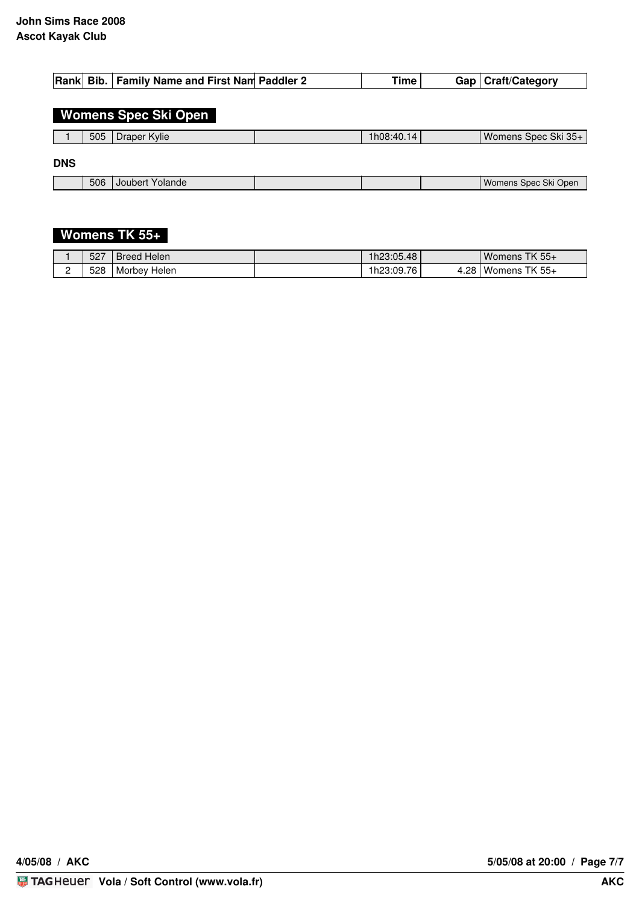**John Sims Race 2008**
**Ascot Kayak Club**

| Rank | Bib. | Family Name and First Nam | Paddler 2 | Time | Gap | Craft/Category |
|---|---|---|---|---|---|---|

## Womens Spec Ski Open

| Rank | Bib. | Family Name and First Nam | Paddler 2 | Time | Gap | Craft/Category |
|---|---|---|---|---|---|---|
| 1 | 505 | Draper Kylie | | 1h08:40.14 | | Womens Spec Ski 35+ |

**DNS**

| Rank | Bib. | Family Name and First Nam | Paddler 2 | Time | Gap | Craft/Category |
|---|---|---|---|---|---|---|
| | 506 | Joubert Yolande | | | | Womens Spec Ski Open |

## Womens TK 55+

| Rank | Bib. | Family Name and First Nam | Paddler 2 | Time | Gap | Craft/Category |
|---|---|---|---|---|---|---|
| 1 | 527 | Breed Helen | | 1h23:05.48 | | Womens TK 55+ |
| 2 | 528 | Morbey Helen | | 1h23:09.76 | 4.28 | Womens TK 55+ |